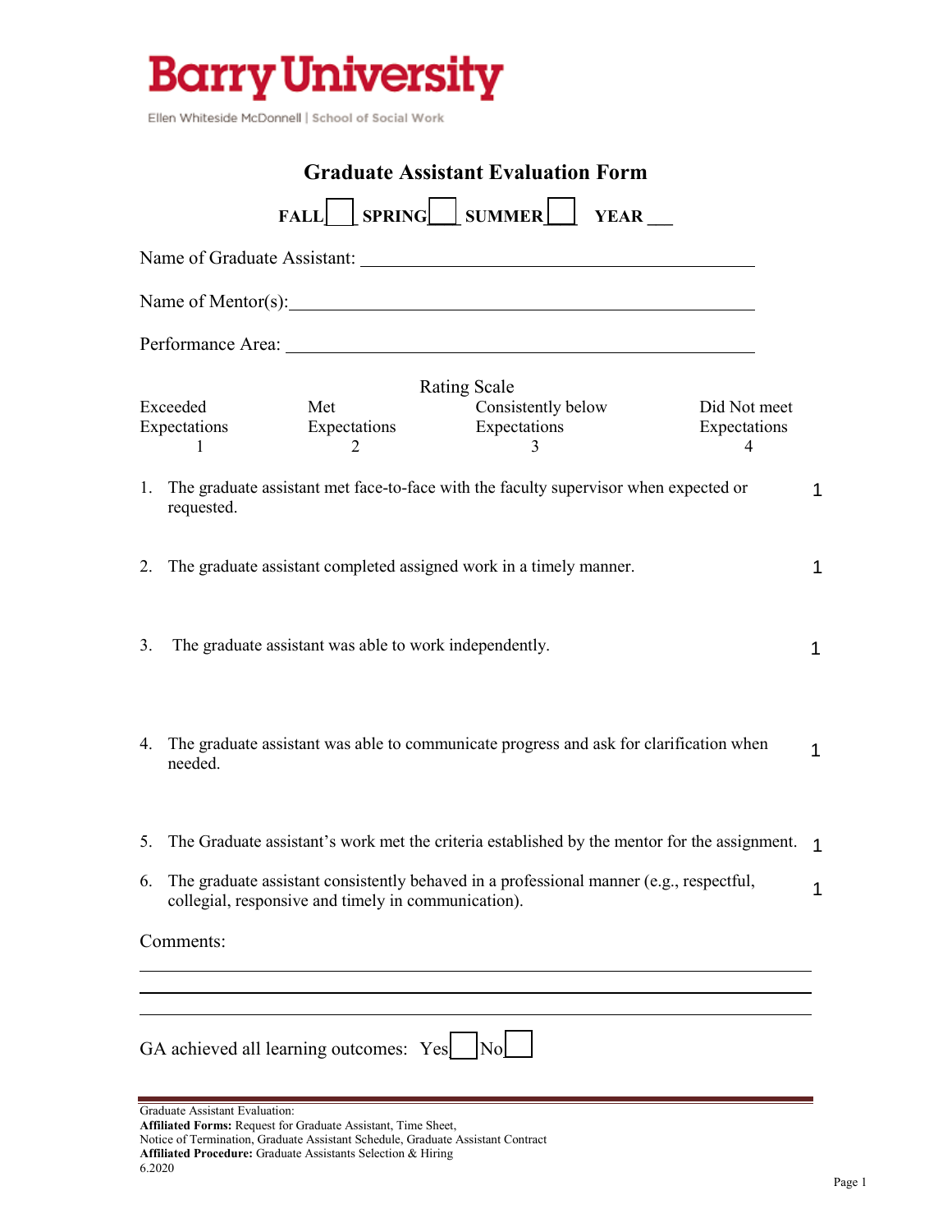# Barry University

Ellen Whiteside McDonnell | School of Social Work

## Graduate Assistant Evaluation Form

FALL ☐ SPRING ☐ SUMMER ☐ YEAR ___

Name of Graduate Assistant: ____________________________________________

Name of Mentor(s): ____________________________________________

Performance Area: ____________________________________________

Rating Scale

| Exceeded Expectations | Met Expectations | Consistently below Expectations | Did Not meet Expectations |
|---|---|---|---|
| 1 | 2 | 3 | 4 |

1. The graduate assistant met face-to-face with the faculty supervisor when expected or requested. 1

2. The graduate assistant completed assigned work in a timely manner. 1

3. The graduate assistant was able to work independently. 1

4. The graduate assistant was able to communicate progress and ask for clarification when needed. 1

5. The Graduate assistant's work met the criteria established by the mentor for the assignment. 1

6. The graduate assistant consistently behaved in a professional manner (e.g., respectful, collegial, responsive and timely in communication). 1

Comments:

______________________________________________________________

______________________________________________________________

______________________________________________________________

GA achieved all learning outcomes: Yes ☐ No ☐

Graduate Assistant Evaluation:
**Affiliated Forms:** Request for Graduate Assistant, Time Sheet, Notice of Termination, Graduate Assistant Schedule, Graduate Assistant Contract
**Affiliated Procedure:** Graduate Assistants Selection & Hiring
6.2020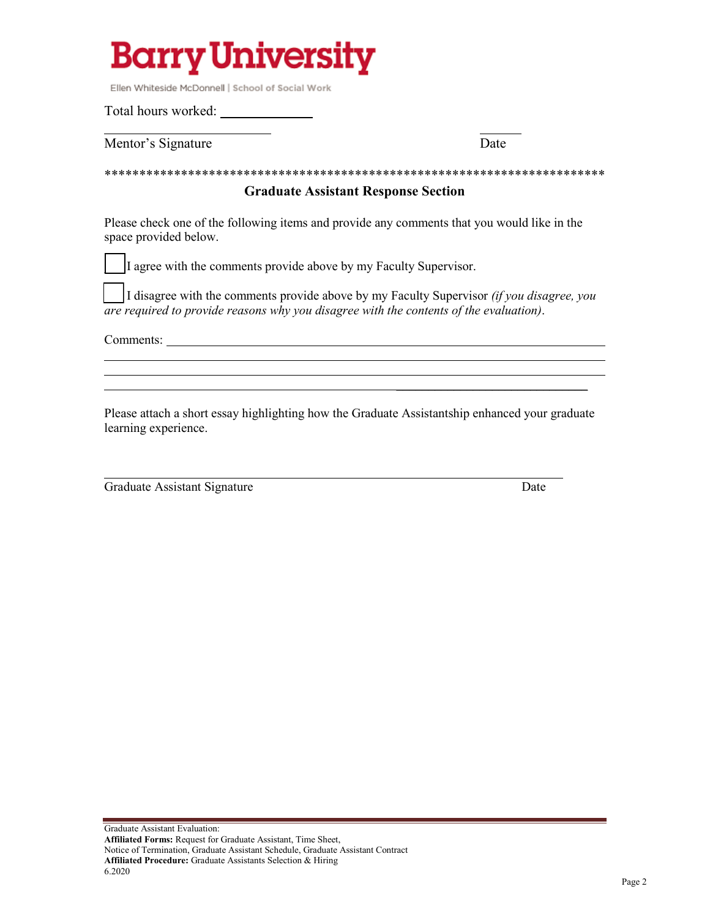**Barry University**

Ellen Whiteside McDonnell | School of Social Work

Total hours worked: ____________

______________________ ______

Mentor's Signature Date

*****************************************************************************

**Graduate Assistant Response Section**

Please check one of the following items and provide any comments that you would like in the space provided below.

☐ I agree with the comments provide above by my Faculty Supervisor.

☐ I disagree with the comments provide above by my Faculty Supervisor *(if you disagree, you are required to provide reasons why you disagree with the contents of the evaluation)*.

Comments: ____________________________________________________________

________________________________________________________________________

________________________________________________________________________

________________________________________________________________________

Please attach a short essay highlighting how the Graduate Assistantship enhanced your graduate learning experience.

________________________________________________________________________

Graduate Assistant Signature Date

Graduate Assistant Evaluation:
**Affiliated Forms:** Request for Graduate Assistant, Time Sheet, Notice of Termination, Graduate Assistant Schedule, Graduate Assistant Contract
**Affiliated Procedure:** Graduate Assistants Selection & Hiring
6.2020